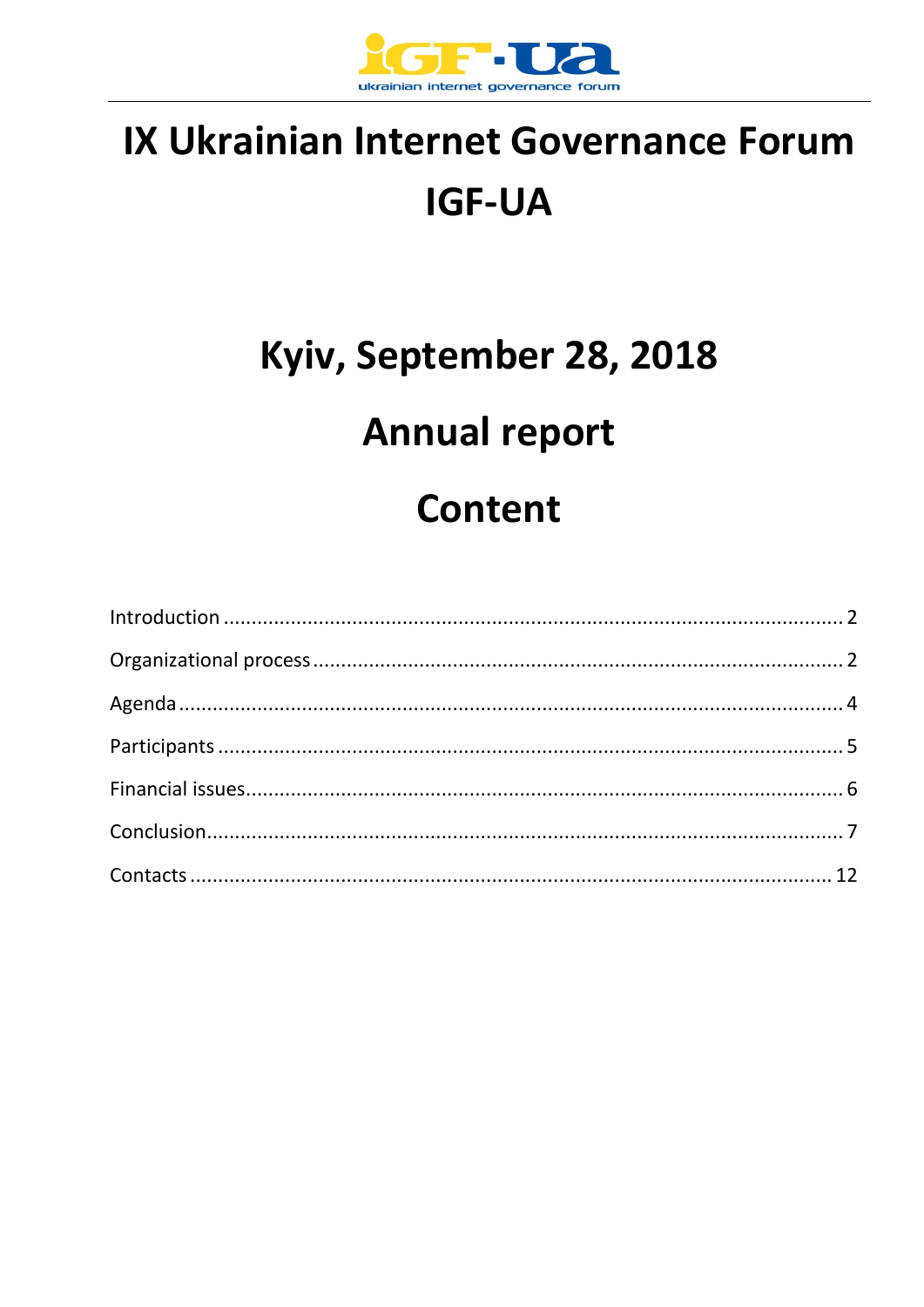# IX Ukrainian Internet Governance Forum IGF-UA

## Kyiv, September 28, 2018

## Annual report

## Content

Introduction ........................................................................................................ 2

Organizational process ........................................................................................ 2

Agenda ................................................................................................................ 4

Participants ......................................................................................................... 5

Financial issues .................................................................................................... 6

Conclusion ........................................................................................................... 7

Contacts ............................................................................................................. 12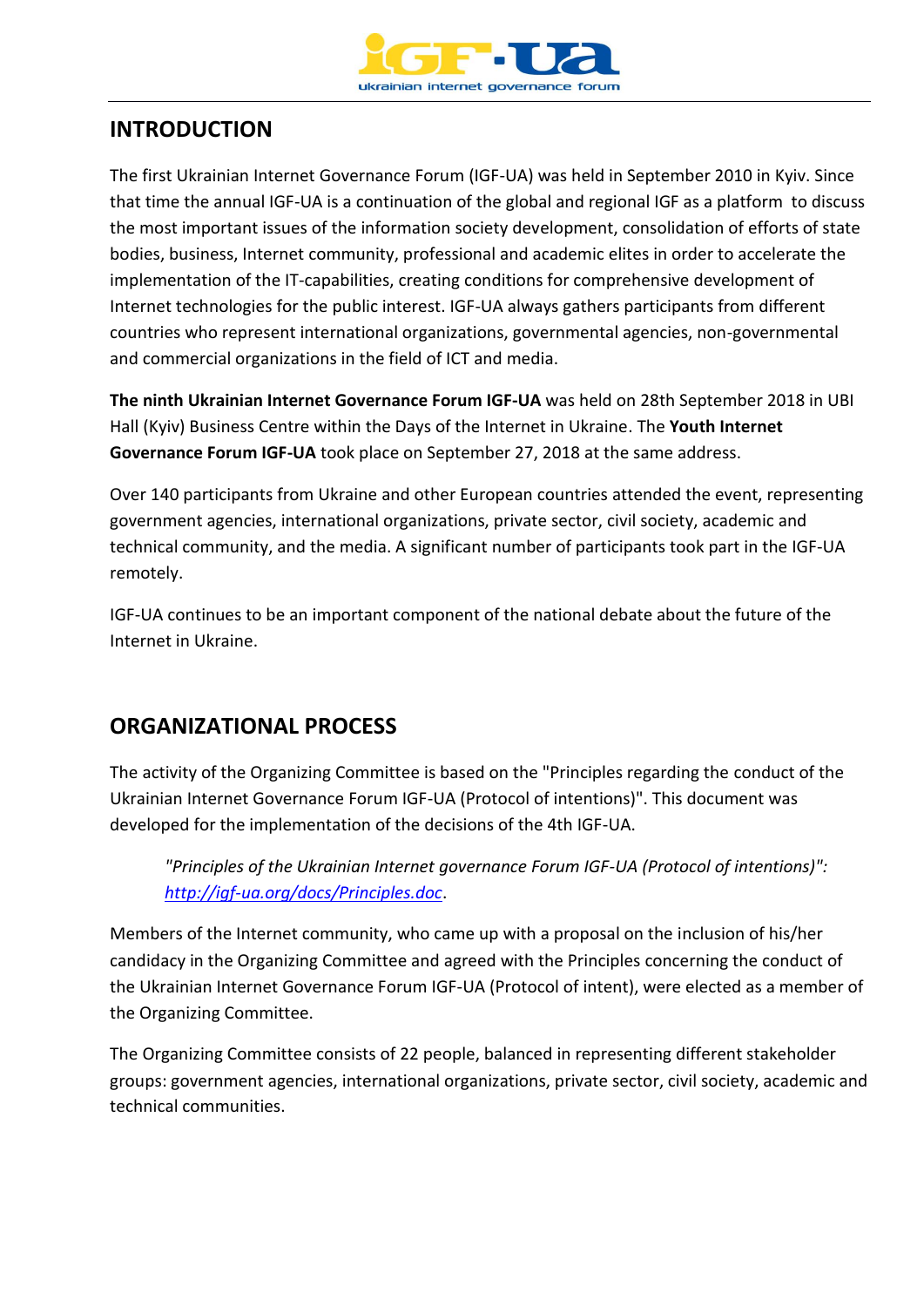## INTRODUCTION

The first Ukrainian Internet Governance Forum (IGF-UA) was held in September 2010 in Kyiv. Since that time the annual IGF-UA is a continuation of the global and regional IGF as a platform to discuss the most important issues of the information society development, consolidation of efforts of state bodies, business, Internet community, professional and academic elites in order to accelerate the implementation of the IT-capabilities, creating conditions for comprehensive development of Internet technologies for the public interest. IGF-UA always gathers participants from different countries who represent international organizations, governmental agencies, non-governmental and commercial organizations in the field of ICT and media.

**The ninth Ukrainian Internet Governance Forum IGF-UA** was held on 28th September 2018 in UBI Hall (Kyiv) Business Centre within the Days of the Internet in Ukraine. The **Youth Internet Governance Forum IGF-UA** took place on September 27, 2018 at the same address.

Over 140 participants from Ukraine and other European countries attended the event, representing government agencies, international organizations, private sector, civil society, academic and technical community, and the media. A significant number of participants took part in the IGF-UA remotely.

IGF-UA continues to be an important component of the national debate about the future of the Internet in Ukraine.

## ORGANIZATIONAL PROCESS

The activity of the Organizing Committee is based on the "Principles regarding the conduct of the Ukrainian Internet Governance Forum IGF-UA (Protocol of intentions)". This document was developed for the implementation of the decisions of the 4th IGF-UA.

> *"Principles of the Ukrainian Internet governance Forum IGF-UA (Protocol of intentions)": [http://igf-ua.org/docs/Principles.doc](http://igf-ua.org/docs/Principles.doc).*

Members of the Internet community, who came up with a proposal on the inclusion of his/her candidacy in the Organizing Committee and agreed with the Principles concerning the conduct of the Ukrainian Internet Governance Forum IGF-UA (Protocol of intent), were elected as a member of the Organizing Committee.

The Organizing Committee consists of 22 people, balanced in representing different stakeholder groups: government agencies, international organizations, private sector, civil society, academic and technical communities.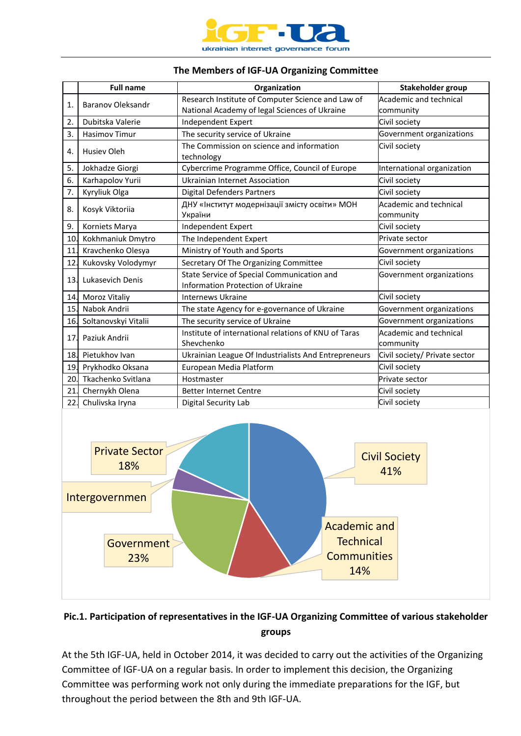**The Members of IGF-UA Organizing Committee**

| | Full name | Organization | Stakeholder group |
|---|---|---|---|
| 1. | Baranov Oleksandr | Research Institute of Computer Science and Law of National Academy of legal Sciences of Ukraine | Academic and technical community |
| 2. | Dubitska Valerie | Independent Expert | Civil society |
| 3. | Hasimov Timur | The security service of Ukraine | Government organizations |
| 4. | Husiev Oleh | The Commission on science and information technology | Civil society |
| 5. | Jokhadze Giorgi | Cybercrime Programme Office, Council of Europe | International organization |
| 6. | Karhapolov Yurii | Ukrainian Internet Association | Civil society |
| 7. | Kyryliuk Olga | Digital Defenders Partners | Civil society |
| 8. | Kosyk Viktoriia | ДНУ «Інститут модернізації змісту освіти» МОН України | Academic and technical community |
| 9. | Korniets Marya | Independent Expert | Civil society |
| 10. | Kokhmaniuk Dmytro | The Independent Expert | Private sector |
| 11. | Kravchenko Olesya | Ministry of Youth and Sports | Government organizations |
| 12. | Kukovsky Volodymyr | Secretary Of The Organizing Committee | Civil society |
| 13. | Lukasevich Denis | State Service of Special Communication and Information Protection of Ukraine | Government organizations |
| 14. | Moroz Vitaliy | Internews Ukraine | Civil society |
| 15. | Nabok Andrii | The state Agency for e-governance of Ukraine | Government organizations |
| 16. | Soltanovskyi Vitalii | The security service of Ukraine | Government organizations |
| 17. | Paziuk Andrii | Institute of international relations of KNU of Taras Shevchenko | Academic and technical community |
| 18. | Pietukhov Ivan | Ukrainian League Of Industrialists And Entrepreneurs | Civil society/ Private sector |
| 19. | Prykhodko Oksana | European Media Platform | Civil society |
| 20. | Tkachenko Svitlana | Hostmaster | Private sector |
| 21. | Chernykh Olena | Better Internet Centre | Civil society |
| 22. | Chulivska Iryna | Digital Security Lab | Civil society |

**Pic.1. Participation of representatives in the IGF-UA Organizing Committee of various stakeholder groups**

At the 5th IGF-UA, held in October 2014, it was decided to carry out the activities of the Organizing Committee of IGF-UA on a regular basis. In order to implement this decision, the Organizing Committee was performing work not only during the immediate preparations for the IGF, but throughout the period between the 8th and 9th IGF-UA.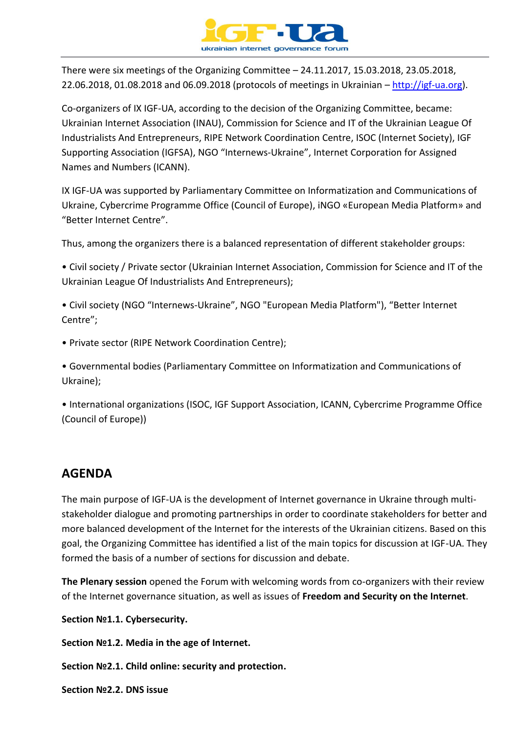There were six meetings of the Organizing Committee – 24.11.2017, 15.03.2018, 23.05.2018, 22.06.2018, 01.08.2018 and 06.09.2018 (protocols of meetings in Ukrainian – http://igf-ua.org).

Co-organizers of IX IGF-UA, according to the decision of the Organizing Committee, became: Ukrainian Internet Association (INAU), Commission for Science and IT of the Ukrainian League Of Industrialists And Entrepreneurs, RIPE Network Coordination Centre, ISOC (Internet Society), IGF Supporting Association (IGFSA), NGO "Internews-Ukraine", Internet Corporation for Assigned Names and Numbers (ICANN).

IX IGF-UA was supported by Parliamentary Committee on Informatization and Communications of Ukraine, Cybercrime Programme Office (Council of Europe), iNGO «European Media Platform» and "Better Internet Centre".

Thus, among the organizers there is a balanced representation of different stakeholder groups:

- Civil society / Private sector (Ukrainian Internet Association, Commission for Science and IT of the Ukrainian League Of Industrialists And Entrepreneurs);
- Civil society (NGO "Internews-Ukraine", NGO "European Media Platform"), "Better Internet Centre";
- Private sector (RIPE Network Coordination Centre);
- Governmental bodies (Parliamentary Committee on Informatization and Communications of Ukraine);
- International organizations (ISOC, IGF Support Association, ICANN, Cybercrime Programme Office (Council of Europe))

## AGENDA

The main purpose of IGF-UA is the development of Internet governance in Ukraine through multi-stakeholder dialogue and promoting partnerships in order to coordinate stakeholders for better and more balanced development of the Internet for the interests of the Ukrainian citizens. Based on this goal, the Organizing Committee has identified a list of the main topics for discussion at IGF-UA. They formed the basis of a number of sections for discussion and debate.

**The Plenary session** opened the Forum with welcoming words from co-organizers with their review of the Internet governance situation, as well as issues of **Freedom and Security on the Internet**.

**Section №1.1. Cybersecurity.**

**Section №1.2. Media in the age of Internet.**

**Section №2.1. Child online: security and protection.**

**Section №2.2. DNS issue**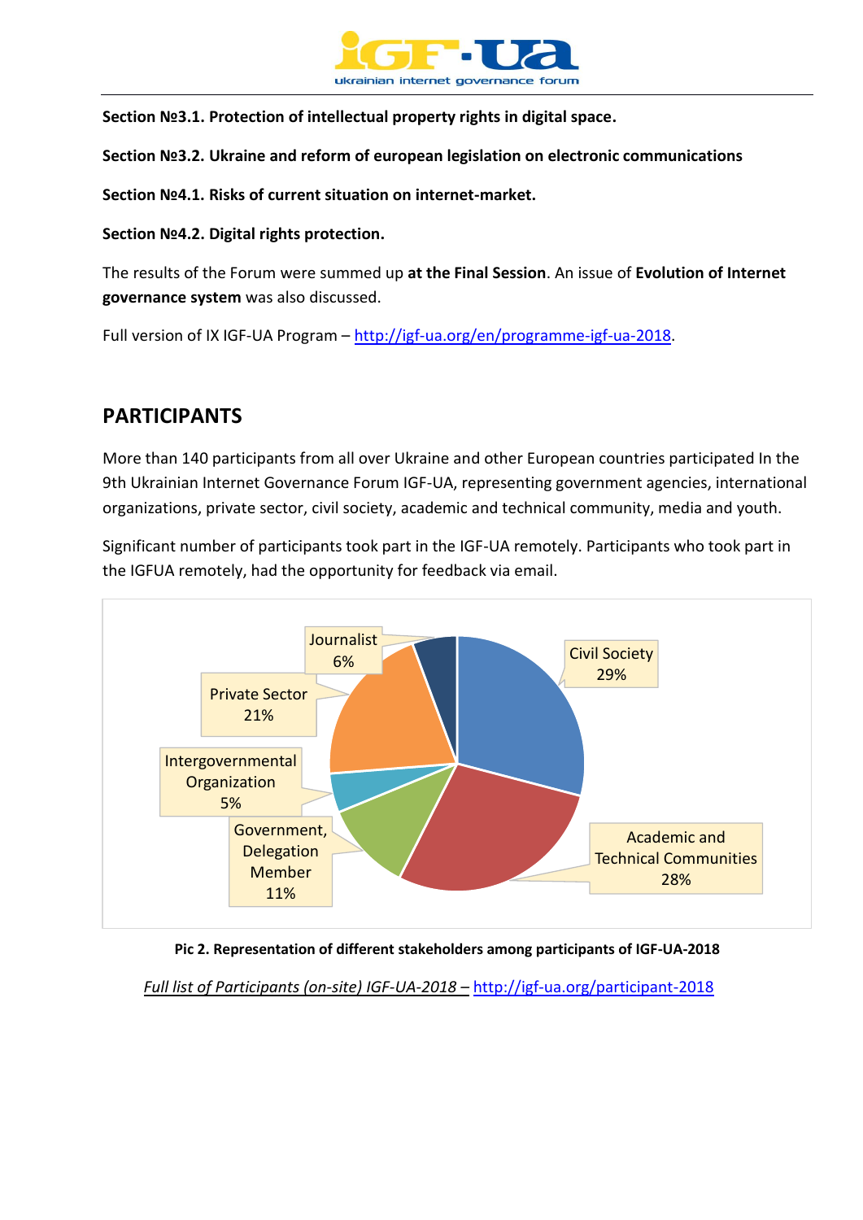**Section №3.1. Protection of intellectual property rights in digital space.**

**Section №3.2. Ukraine and reform of european legislation on electronic communications**

**Section №4.1. Risks of current situation on internet-market.**

**Section №4.2. Digital rights protection.**

The results of the Forum were summed up **at the Final Session**. An issue of **Evolution of Internet governance system** was also discussed.

Full version of IX IGF-UA Program – http://igf-ua.org/en/programme-igf-ua-2018.

## PARTICIPANTS

More than 140 participants from all over Ukraine and other European countries participated In the 9th Ukrainian Internet Governance Forum IGF-UA, representing government agencies, international organizations, private sector, civil society, academic and technical community, media and youth.

Significant number of participants took part in the IGF-UA remotely. Participants who took part in the IGFUA remotely, had the opportunity for feedback via email.

| Stakeholder | Share |
|---|---|
| Civil Society | 29% |
| Academic and Technical Communities | 28% |
| Government, Delegation Member | 11% |
| Intergovernmental Organization | 5% |
| Private Sector | 21% |
| Journalist | 6% |

**Pic 2. Representation of different stakeholders among participants of IGF-UA-2018**

*Full list of Participants (on-site) IGF-UA-2018* – http://igf-ua.org/participant-2018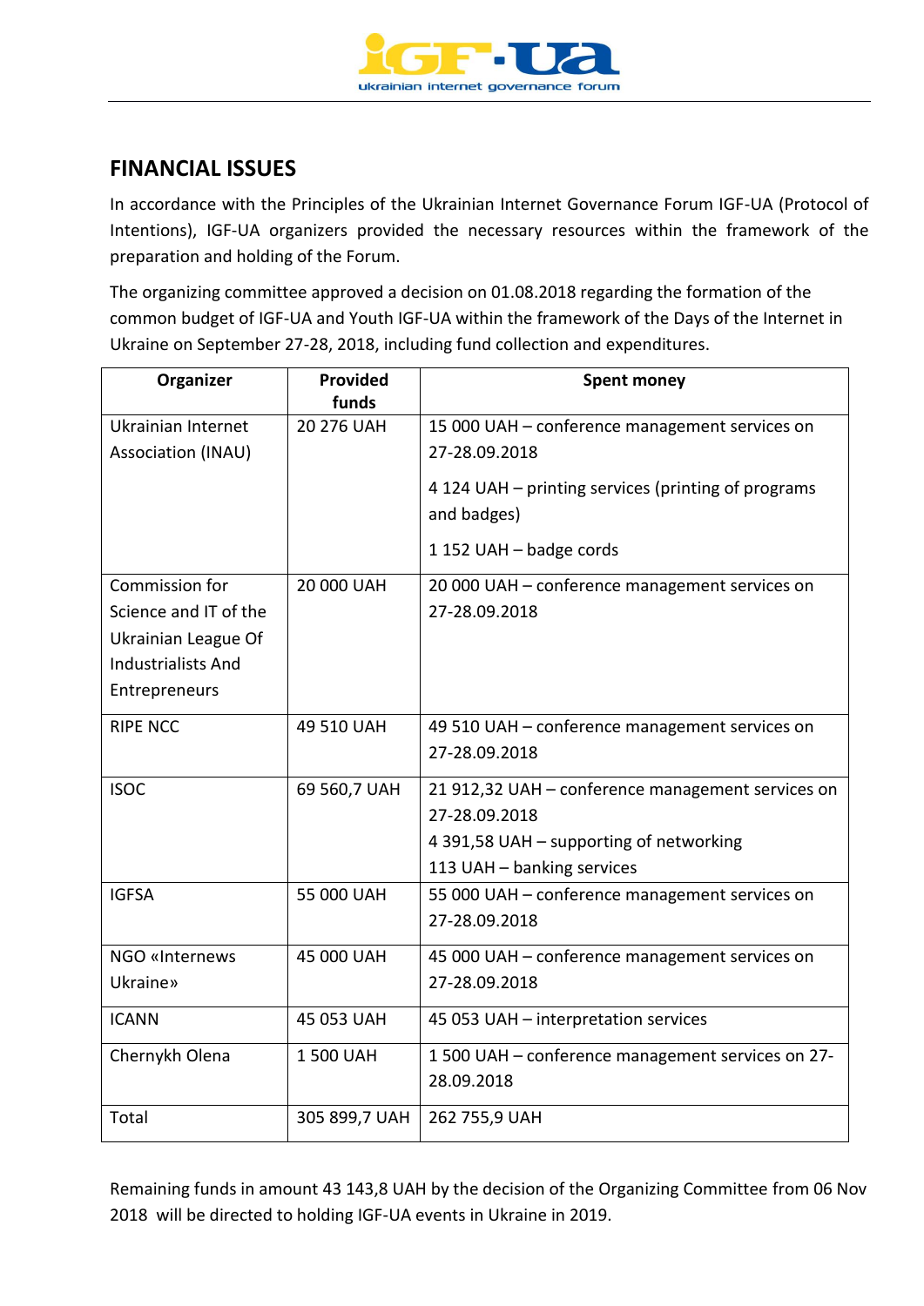## FINANCIAL ISSUES

In accordance with the Principles of the Ukrainian Internet Governance Forum IGF-UA (Protocol of Intentions), IGF-UA organizers provided the necessary resources within the framework of the preparation and holding of the Forum.

The organizing committee approved a decision on 01.08.2018 regarding the formation of the common budget of IGF-UA and Youth IGF-UA within the framework of the Days of the Internet in Ukraine on September 27-28, 2018, including fund collection and expenditures.

| Organizer | Provided funds | Spent money |
|---|---|---|
| Ukrainian Internet Association (INAU) | 20 276 UAH | 15 000 UAH – conference management services on 27-28.09.2018<br>4 124 UAH – printing services (printing of programs and badges)<br>1 152 UAH – badge cords |
| Commission for Science and IT of the Ukrainian League Of Industrialists And Entrepreneurs | 20 000 UAH | 20 000 UAH – conference management services on 27-28.09.2018 |
| RIPE NCC | 49 510 UAH | 49 510 UAH – conference management services on 27-28.09.2018 |
| ISOC | 69 560,7 UAH | 21 912,32 UAH – conference management services on 27-28.09.2018<br>4 391,58 UAH – supporting of networking<br>113 UAH – banking services |
| IGFSA | 55 000 UAH | 55 000 UAH – conference management services on 27-28.09.2018 |
| NGO «Internews Ukraine» | 45 000 UAH | 45 000 UAH – conference management services on 27-28.09.2018 |
| ICANN | 45 053 UAH | 45 053 UAH – interpretation services |
| Chernykh Olena | 1 500 UAH | 1 500 UAH – conference management services on 27-28.09.2018 |
| Total | 305 899,7 UAH | 262 755,9 UAH |

Remaining funds in amount 43 143,8 UAH by the decision of the Organizing Committee from 06 Nov 2018 will be directed to holding IGF-UA events in Ukraine in 2019.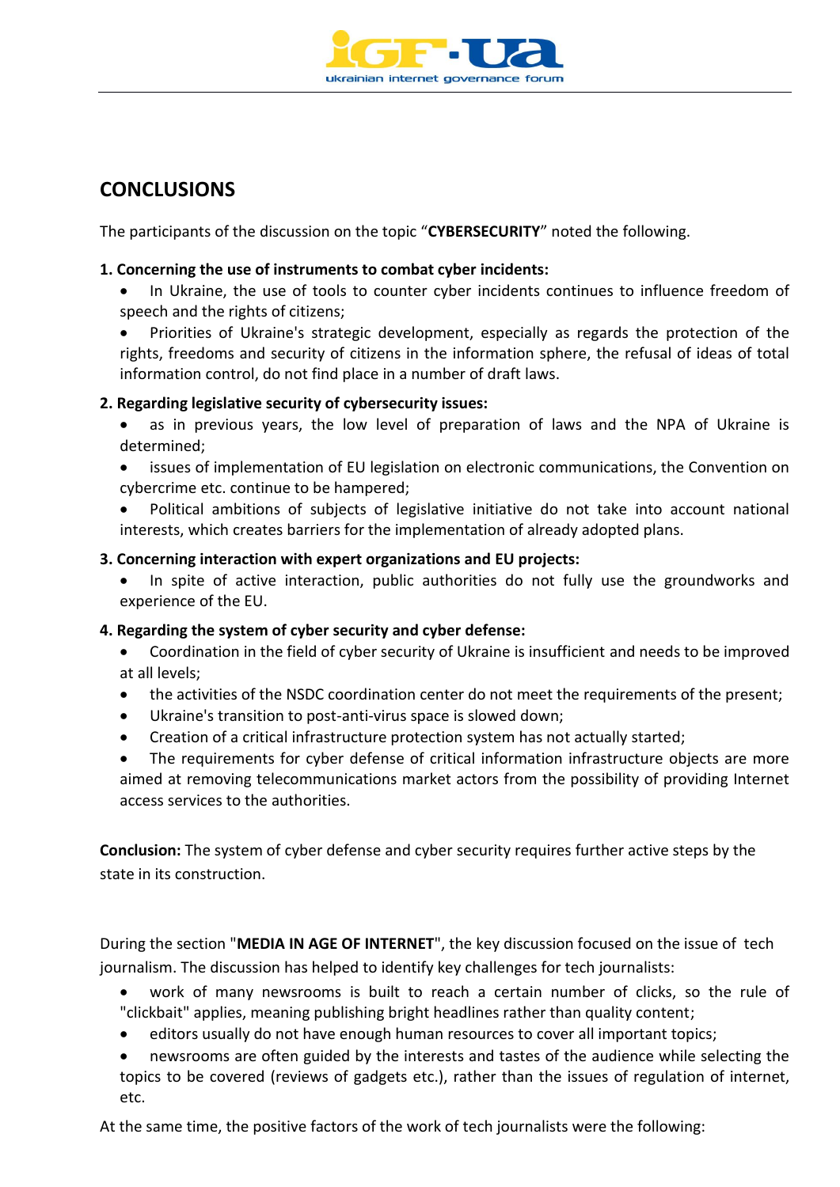## CONCLUSIONS

The participants of the discussion on the topic "**CYBERSECURITY**" noted the following.

**1. Concerning the use of instruments to combat cyber incidents:**

- In Ukraine, the use of tools to counter cyber incidents continues to influence freedom of speech and the rights of citizens;
- Priorities of Ukraine's strategic development, especially as regards the protection of the rights, freedoms and security of citizens in the information sphere, the refusal of ideas of total information control, do not find place in a number of draft laws.

**2. Regarding legislative security of cybersecurity issues:**

- as in previous years, the low level of preparation of laws and the NPA of Ukraine is determined;
- issues of implementation of EU legislation on electronic communications, the Convention on cybercrime etc. continue to be hampered;
- Political ambitions of subjects of legislative initiative do not take into account national interests, which creates barriers for the implementation of already adopted plans.

**3. Concerning interaction with expert organizations and EU projects:**

- In spite of active interaction, public authorities do not fully use the groundworks and experience of the EU.

**4. Regarding the system of cyber security and cyber defense:**

- Coordination in the field of cyber security of Ukraine is insufficient and needs to be improved at all levels;
- the activities of the NSDC coordination center do not meet the requirements of the present;
- Ukraine's transition to post-anti-virus space is slowed down;
- Creation of a critical infrastructure protection system has not actually started;
- The requirements for cyber defense of critical information infrastructure objects are more aimed at removing telecommunications market actors from the possibility of providing Internet access services to the authorities.

**Conclusion:** The system of cyber defense and cyber security requires further active steps by the state in its construction.

During the section "**MEDIA IN AGE OF INTERNET**", the key discussion focused on the issue of tech journalism. The discussion has helped to identify key challenges for tech journalists:

- work of many newsrooms is built to reach a certain number of clicks, so the rule of "clickbait" applies, meaning publishing bright headlines rather than quality content;
- editors usually do not have enough human resources to cover all important topics;
- newsrooms are often guided by the interests and tastes of the audience while selecting the topics to be covered (reviews of gadgets etc.), rather than the issues of regulation of internet, etc.

At the same time, the positive factors of the work of tech journalists were the following: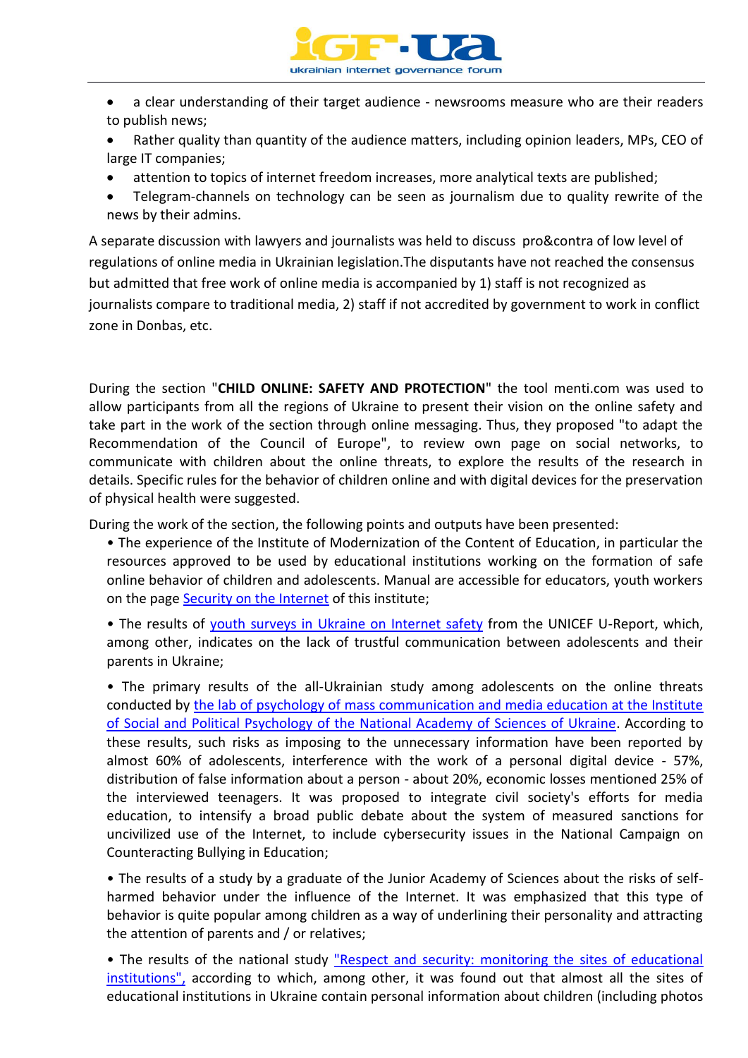- a clear understanding of their target audience - newsrooms measure who are their readers to publish news;
- Rather quality than quantity of the audience matters, including opinion leaders, MPs, CEO of large IT companies;
- attention to topics of internet freedom increases, more analytical texts are published;
- Telegram-channels on technology can be seen as journalism due to quality rewrite of the news by their admins.

A separate discussion with lawyers and journalists was held to discuss pro&contra of low level of regulations of online media in Ukrainian legislation.The disputants have not reached the consensus but admitted that free work of online media is accompanied by 1) staff is not recognized as journalists compare to traditional media, 2) staff if not accredited by government to work in conflict zone in Donbas, etc.

During the section "**CHILD ONLINE: SAFETY AND PROTECTION**" the tool menti.com was used to allow participants from all the regions of Ukraine to present their vision on the online safety and take part in the work of the section through online messaging. Thus, they proposed "to adapt the Recommendation of the Council of Europe", to review own page on social networks, to communicate with children about the online threats, to explore the results of the research in details. Specific rules for the behavior of children online and with digital devices for the preservation of physical health were suggested.

During the work of the section, the following points and outputs have been presented:

- The experience of the Institute of Modernization of the Content of Education, in particular the resources approved to be used by educational institutions working on the formation of safe online behavior of children and adolescents. Manual are accessible for educators, youth workers on the page Security on the Internet of this institute;
- The results of youth surveys in Ukraine on Internet safety from the UNICEF U-Report, which, among other, indicates on the lack of trustful communication between adolescents and their parents in Ukraine;
- The primary results of the all-Ukrainian study among adolescents on the online threats conducted by the lab of psychology of mass communication and media education at the Institute of Social and Political Psychology of the National Academy of Sciences of Ukraine. According to these results, such risks as imposing to the unnecessary information have been reported by almost 60% of adolescents, interference with the work of a personal digital device - 57%, distribution of false information about a person - about 20%, economic losses mentioned 25% of the interviewed teenagers. It was proposed to integrate civil society's efforts for media education, to intensify a broad public debate about the system of measured sanctions for uncivilized use of the Internet, to include cybersecurity issues in the National Campaign on Counteracting Bullying in Education;
- The results of a study by a graduate of the Junior Academy of Sciences about the risks of self-harmed behavior under the influence of the Internet. It was emphasized that this type of behavior is quite popular among children as a way of underlining their personality and attracting the attention of parents and / or relatives;
- The results of the national study "Respect and security: monitoring the sites of educational institutions", according to which, among other, it was found out that almost all the sites of educational institutions in Ukraine contain personal information about children (including photos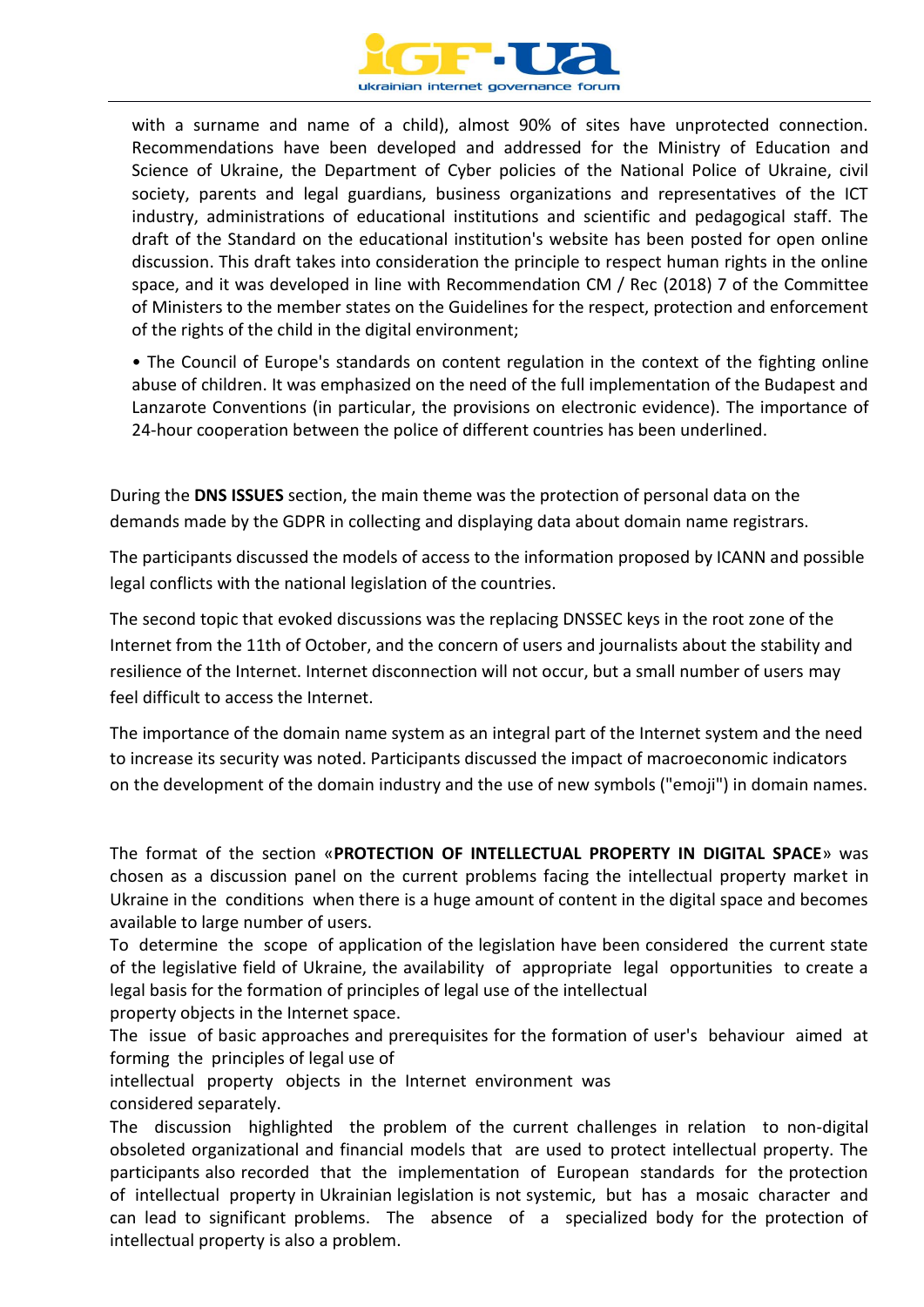with a surname and name of a child), almost 90% of sites have unprotected connection. Recommendations have been developed and addressed for the Ministry of Education and Science of Ukraine, the Department of Cyber policies of the National Police of Ukraine, civil society, parents and legal guardians, business organizations and representatives of the ICT industry, administrations of educational institutions and scientific and pedagogical staff. The draft of the Standard on the educational institution's website has been posted for open online discussion. This draft takes into consideration the principle to respect human rights in the online space, and it was developed in line with Recommendation CM / Rec (2018) 7 of the Committee of Ministers to the member states on the Guidelines for the respect, protection and enforcement of the rights of the child in the digital environment;

- The Council of Europe's standards on content regulation in the context of the fighting online abuse of children. It was emphasized on the need of the full implementation of the Budapest and Lanzarote Conventions (in particular, the provisions on electronic evidence). The importance of 24-hour cooperation between the police of different countries has been underlined.

During the **DNS ISSUES** section, the main theme was the protection of personal data on the demands made by the GDPR in collecting and displaying data about domain name registrars.

The participants discussed the models of access to the information proposed by ICANN and possible legal conflicts with the national legislation of the countries.

The second topic that evoked discussions was the replacing DNSSEC keys in the root zone of the Internet from the 11th of October, and the concern of users and journalists about the stability and resilience of the Internet. Internet disconnection will not occur, but a small number of users may feel difficult to access the Internet.

The importance of the domain name system as an integral part of the Internet system and the need to increase its security was noted. Participants discussed the impact of macroeconomic indicators on the development of the domain industry and the use of new symbols ("emoji") in domain names.

The format of the section «**PROTECTION OF INTELLECTUAL PROPERTY IN DIGITAL SPACE**» was chosen as a discussion panel on the current problems facing the intellectual property market in Ukraine in the conditions when there is a huge amount of content in the digital space and becomes available to large number of users.

To determine the scope of application of the legislation have been considered the current state of the legislative field of Ukraine, the availability of appropriate legal opportunities to create a legal basis for the formation of principles of legal use of the intellectual property objects in the Internet space.

The issue of basic approaches and prerequisites for the formation of user's behaviour aimed at forming the principles of legal use of intellectual property objects in the Internet environment was considered separately.

The discussion highlighted the problem of the current challenges in relation to non-digital obsoleted organizational and financial models that are used to protect intellectual property. The participants also recorded that the implementation of European standards for the protection of intellectual property in Ukrainian legislation is not systemic, but has a mosaic character and can lead to significant problems. The absence of a specialized body for the protection of intellectual property is also a problem.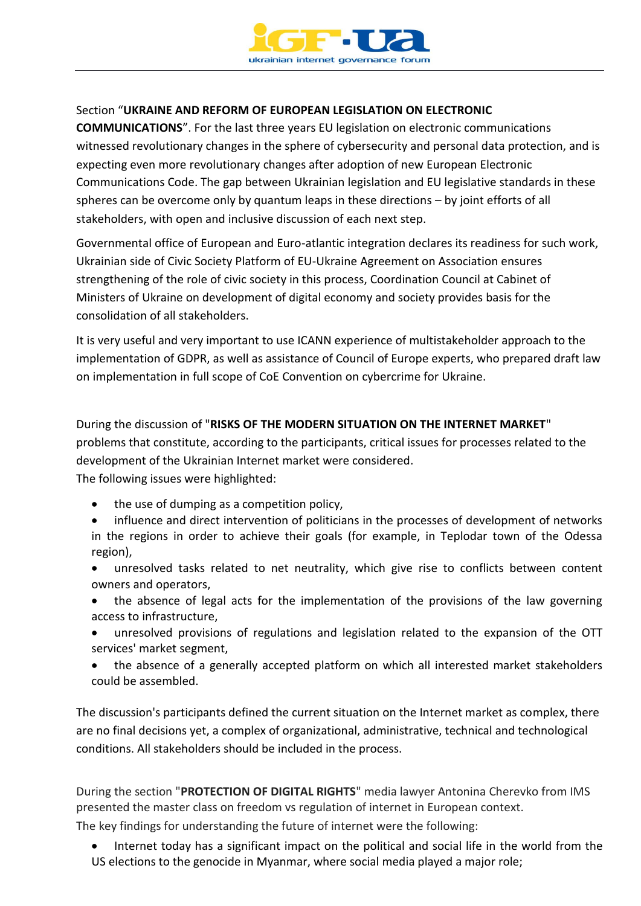Section "**UKRAINE AND REFORM OF EUROPEAN LEGISLATION ON ELECTRONIC COMMUNICATIONS**". For the last three years EU legislation on electronic communications witnessed revolutionary changes in the sphere of cybersecurity and personal data protection, and is expecting even more revolutionary changes after adoption of new European Electronic Communications Code. The gap between Ukrainian legislation and EU legislative standards in these spheres can be overcome only by quantum leaps in these directions – by joint efforts of all stakeholders, with open and inclusive discussion of each next step.

Governmental office of European and Euro-atlantic integration declares its readiness for such work, Ukrainian side of Civic Society Platform of EU-Ukraine Agreement on Association ensures strengthening of the role of civic society in this process, Coordination Council at Cabinet of Ministers of Ukraine on development of digital economy and society provides basis for the consolidation of all stakeholders.

It is very useful and very important to use ICANN experience of multistakeholder approach to the implementation of GDPR, as well as assistance of Council of Europe experts, who prepared draft law on implementation in full scope of CoE Convention on cybercrime for Ukraine.

During the discussion of "**RISKS OF THE MODERN SITUATION ON THE INTERNET MARKET**" problems that constitute, according to the participants, critical issues for processes related to the development of the Ukrainian Internet market were considered.
The following issues were highlighted:

- the use of dumping as a competition policy,
- influence and direct intervention of politicians in the processes of development of networks in the regions in order to achieve their goals (for example, in Teplodar town of the Odessa region),
- unresolved tasks related to net neutrality, which give rise to conflicts between content owners and operators,
- the absence of legal acts for the implementation of the provisions of the law governing access to infrastructure,
- unresolved provisions of regulations and legislation related to the expansion of the OTT services' market segment,
- the absence of a generally accepted platform on which all interested market stakeholders could be assembled.

The discussion's participants defined the current situation on the Internet market as complex, there are no final decisions yet, a complex of organizational, administrative, technical and technological conditions. All stakeholders should be included in the process.

During the section "**PROTECTION OF DIGITAL RIGHTS**" media lawyer Antonina Cherevko from IMS presented the master class on freedom vs regulation of internet in European context.
The key findings for understanding the future of internet were the following:

- Internet today has a significant impact on the political and social life in the world from the US elections to the genocide in Myanmar, where social media played a major role;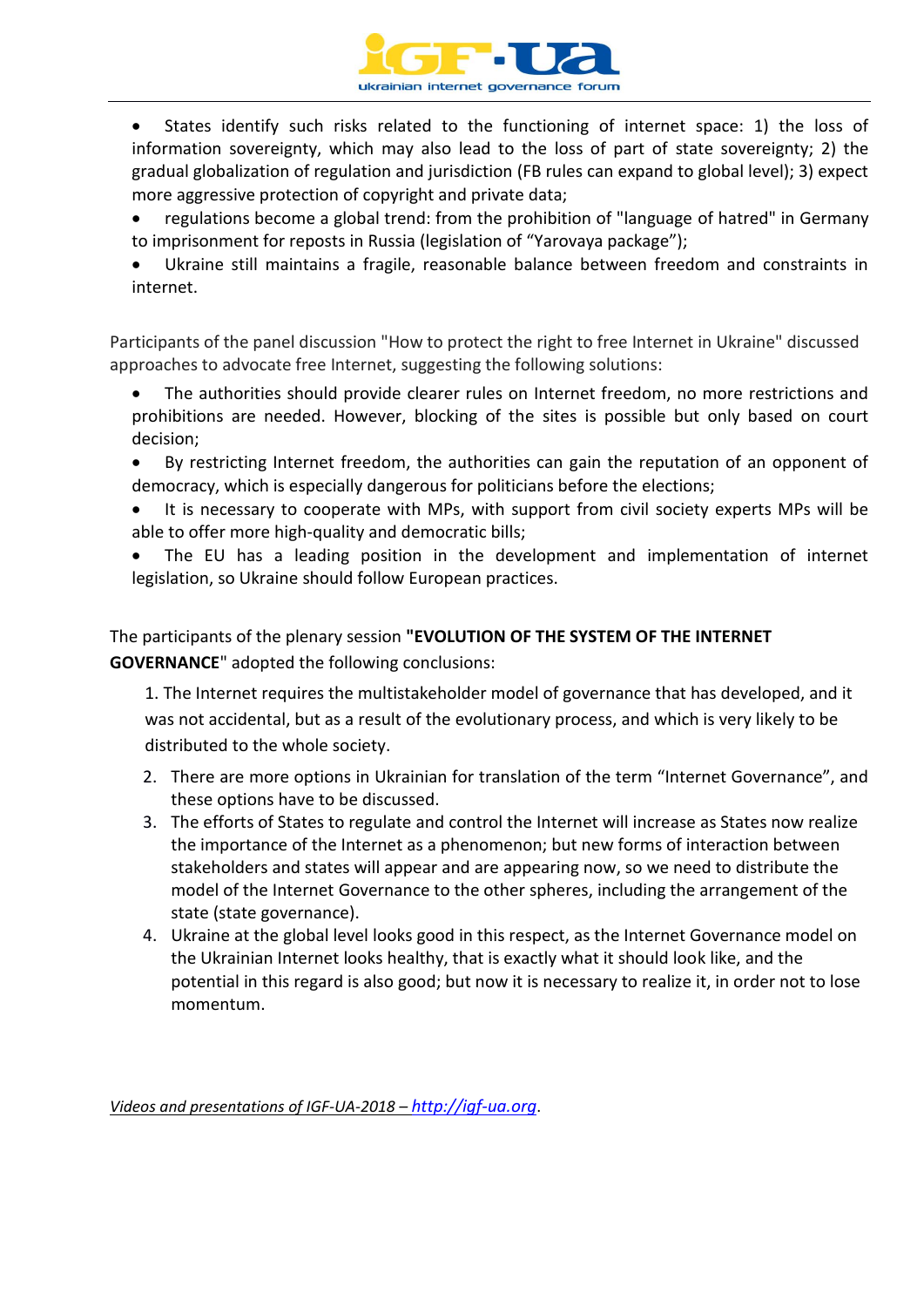- States identify such risks related to the functioning of internet space: 1) the loss of information sovereignty, which may also lead to the loss of part of state sovereignty; 2) the gradual globalization of regulation and jurisdiction (FB rules can expand to global level); 3) expect more aggressive protection of copyright and private data;
- regulations become a global trend: from the prohibition of "language of hatred" in Germany to imprisonment for reposts in Russia (legislation of "Yarovaya package");
- Ukraine still maintains a fragile, reasonable balance between freedom and constraints in internet.

Participants of the panel discussion "How to protect the right to free Internet in Ukraine" discussed approaches to advocate free Internet, suggesting the following solutions:

- The authorities should provide clearer rules on Internet freedom, no more restrictions and prohibitions are needed. However, blocking of the sites is possible but only based on court decision;
- By restricting Internet freedom, the authorities can gain the reputation of an opponent of democracy, which is especially dangerous for politicians before the elections;
- It is necessary to cooperate with MPs, with support from civil society experts MPs will be able to offer more high-quality and democratic bills;
- The EU has a leading position in the development and implementation of internet legislation, so Ukraine should follow European practices.

The participants of the plenary session **"EVOLUTION OF THE SYSTEM OF THE INTERNET GOVERNANCE**" adopted the following conclusions:

1. The Internet requires the multistakeholder model of governance that has developed, and it was not accidental, but as a result of the evolutionary process, and which is very likely to be distributed to the whole society.
2. There are more options in Ukrainian for translation of the term "Internet Governance", and these options have to be discussed.
3. The efforts of States to regulate and control the Internet will increase as States now realize the importance of the Internet as a phenomenon; but new forms of interaction between stakeholders and states will appear and are appearing now, so we need to distribute the model of the Internet Governance to the other spheres, including the arrangement of the state (state governance).
4. Ukraine at the global level looks good in this respect, as the Internet Governance model on the Ukrainian Internet looks healthy, that is exactly what it should look like, and the potential in this regard is also good; but now it is necessary to realize it, in order not to lose momentum.

*Videos and presentations of IGF-UA-2018 – [http://igf-ua.org](http://igf-ua.org)*.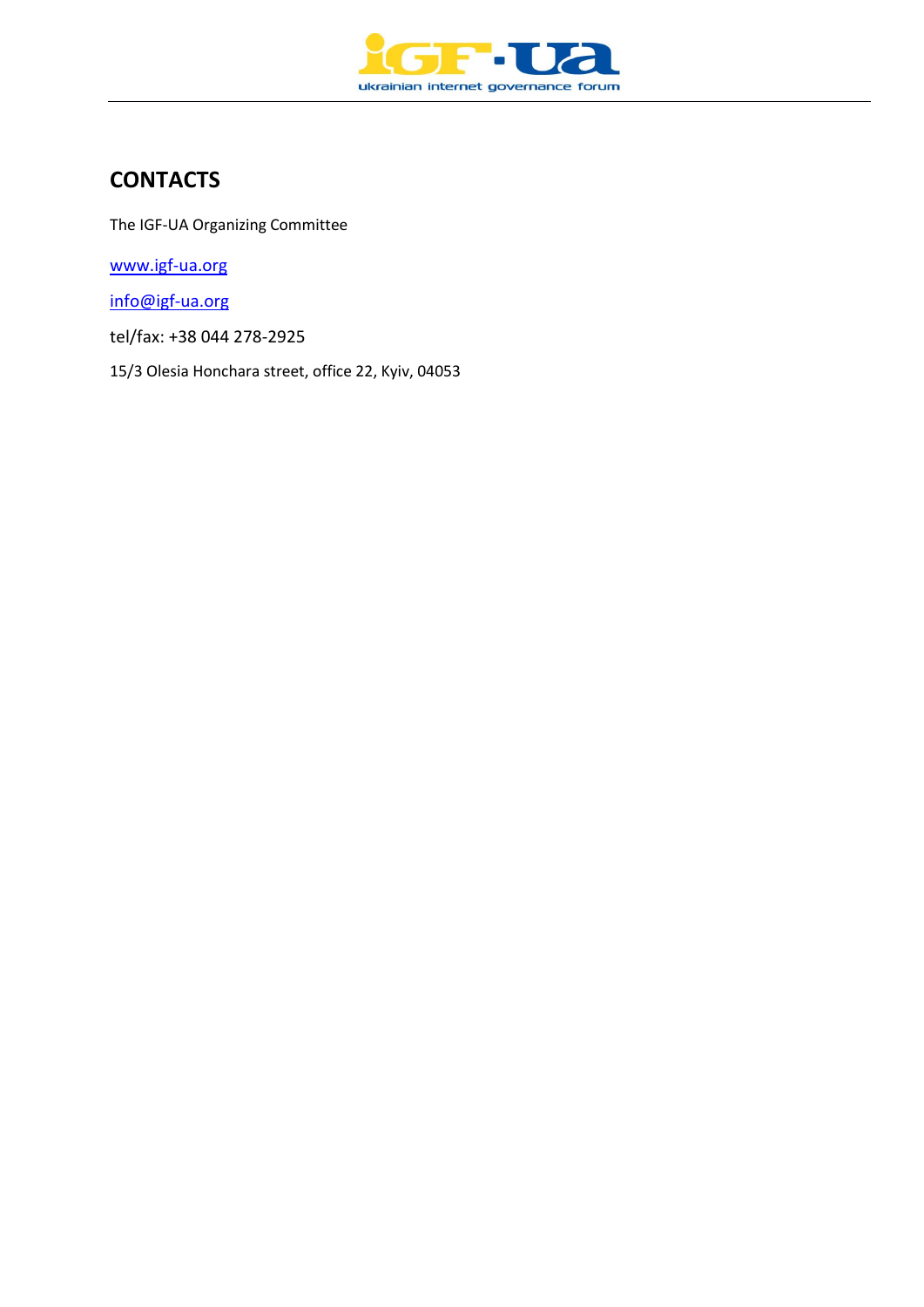## CONTACTS

The IGF-UA Organizing Committee

www.igf-ua.org

info@igf-ua.org

tel/fax: +38 044 278-2925

15/3 Olesia Honchara street, office 22, Kyiv, 04053